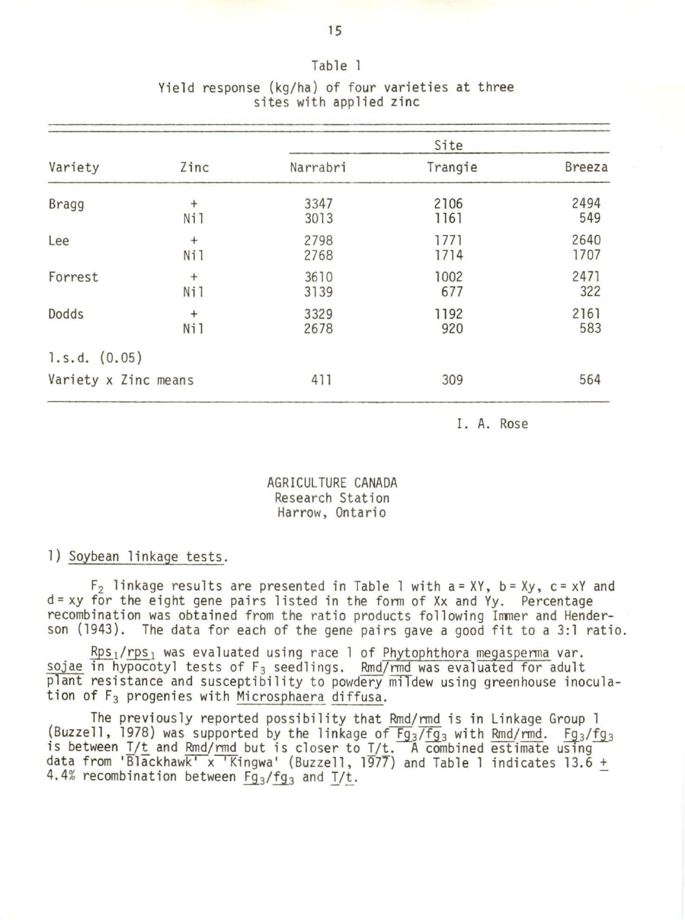Table 1

Yield response (kg/ha) of four varieties at three sites with applied zinc

| Variety | Zinc | Site | | |
|---|---|---|---|---|
| | | Narrabri | Trangie | Breeza |
| Bragg | + | 3347 | 2106 | 2494 |
| | Nil | 3013 | 1161 | 549 |
| Lee | + | 2798 | 1771 | 2640 |
| | Nil | 2768 | 1714 | 1707 |
| Forrest | + | 3610 | 1002 | 2471 |
| | Nil | 3139 | 677 | 322 |
| Dodds | + | 3329 | 1192 | 2161 |
| | Nil | 2678 | 920 | 583 |
| l.s.d. (0.05) | | | | |
| Variety x Zinc means | | 411 | 309 | 564 |

I. A. Rose

AGRICULTURE CANADA
Research Station
Harrow, Ontario

1) Soybean linkage tests.

$F_2$ linkage results are presented in Table 1 with a = XY, b = Xy, c = xY and d = xy for the eight gene pairs listed in the form of Xx and Yy. Percentage recombination was obtained from the ratio products following Immer and Henderson (1943). The data for each of the gene pairs gave a good fit to a 3:1 ratio.

$Rps_1/rps_1$ was evaluated using race 1 of *Phytophthora megasperma* var. *sojae* in hypocotyl tests of $F_3$ seedlings. *Rmd/rmd* was evaluated for adult plant resistance and susceptibility to powdery mildew using greenhouse inoculation of $F_3$ progenies with *Microsphaera diffusa*.

The previously reported possibility that *Rmd/rmd* is in Linkage Group 1 (Buzzell, 1978) was supported by the linkage of $Fg_3/fg_3$ with *Rmd/rmd*. $Fg_3/fg_3$ is between *T/t* and *Rmd/rmd* but is closer to *T/t*. A combined estimate using data from 'Blackhawk' x 'Kingwa' (Buzzell, 1977) and Table 1 indicates 13.6 ± 4.4% recombination between $Fg_3/fg_3$ and *T/t*.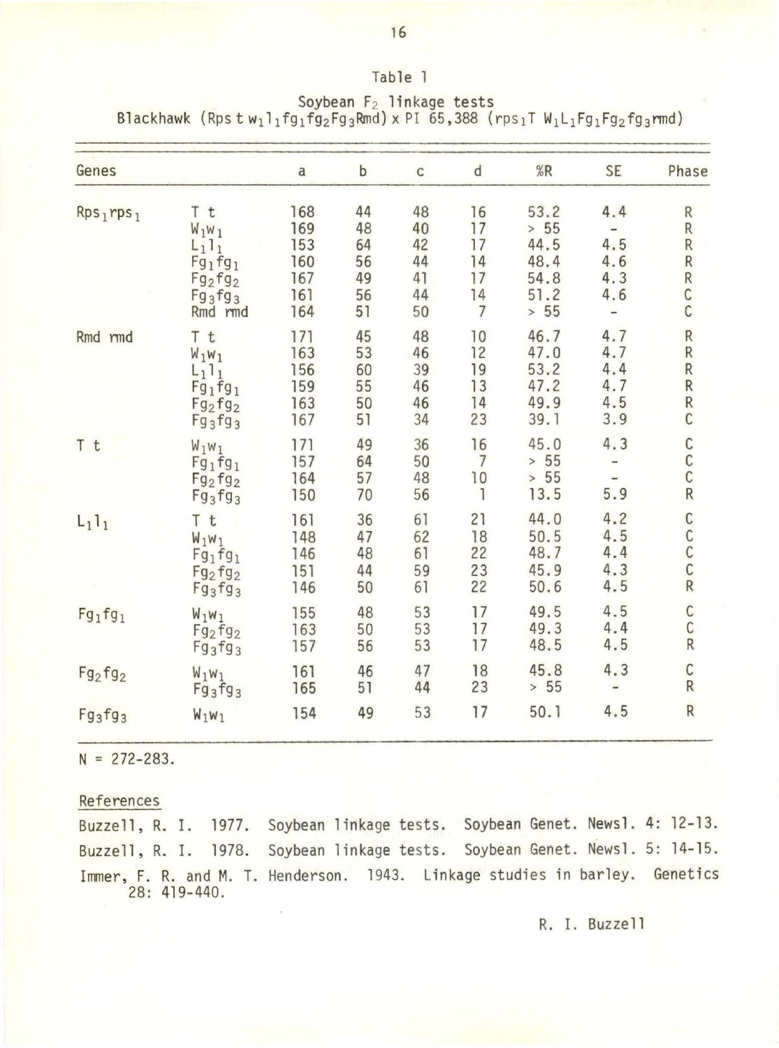Table 1

Soybean $F_2$ linkage tests
Blackhawk ($Rps\,t\,w_1l_1fg_1fg_2Fg_3Rmd$) x PI 65,388 ($rps_1T\,W_1L_1Fg_1Fg_2fg_3rmd$)

| Genes | | a | b | c | d | %R | SE | Phase |
|---|---|---|---|---|---|---|---|---|
| $Rps_1rps_1$ | T t | 168 | 44 | 48 | 16 | 53.2 | 4.4 | R |
| | $W_1w_1$ | 169 | 48 | 40 | 17 | > 55 | - | R |
| | $L_1l_1$ | 153 | 64 | 42 | 17 | 44.5 | 4.5 | R |
| | $Fg_1fg_1$ | 160 | 56 | 44 | 14 | 48.4 | 4.6 | R |
| | $Fg_2fg_2$ | 167 | 49 | 41 | 17 | 54.8 | 4.3 | R |
| | $Fg_3fg_3$ | 161 | 56 | 44 | 14 | 51.2 | 4.6 | C |
| | Rmd rmd | 164 | 51 | 50 | 7 | > 55 | - | C |
| Rmd rmd | T t | 171 | 45 | 48 | 10 | 46.7 | 4.7 | R |
| | $W_1w_1$ | 163 | 53 | 46 | 12 | 47.0 | 4.7 | R |
| | $L_1l_1$ | 156 | 60 | 39 | 19 | 53.2 | 4.4 | R |
| | $Fg_1fg_1$ | 159 | 55 | 46 | 13 | 47.2 | 4.7 | R |
| | $Fg_2fg_2$ | 163 | 50 | 46 | 14 | 49.9 | 4.5 | R |
| | $Fg_3fg_3$ | 167 | 51 | 34 | 23 | 39.1 | 3.9 | C |
| T t | $W_1w_1$ | 171 | 49 | 36 | 16 | 45.0 | 4.3 | C |
| | $Fg_1fg_1$ | 157 | 64 | 50 | 7 | > 55 | - | C |
| | $Fg_2fg_2$ | 164 | 57 | 48 | 10 | > 55 | - | C |
| | $Fg_3fg_3$ | 150 | 70 | 56 | 1 | 13.5 | 5.9 | R |
| $L_1l_1$ | T t | 161 | 36 | 61 | 21 | 44.0 | 4.2 | C |
| | $W_1w_1$ | 148 | 47 | 62 | 18 | 50.5 | 4.5 | C |
| | $Fg_1fg_1$ | 146 | 48 | 61 | 22 | 48.7 | 4.4 | C |
| | $Fg_2fg_2$ | 151 | 44 | 59 | 23 | 45.9 | 4.3 | C |
| | $Fg_3fg_3$ | 146 | 50 | 61 | 22 | 50.6 | 4.5 | R |
| $Fg_1fg_1$ | $W_1w_1$ | 155 | 48 | 53 | 17 | 49.5 | 4.5 | C |
| | $Fg_2fg_2$ | 163 | 50 | 53 | 17 | 49.3 | 4.4 | C |
| | $Fg_3fg_3$ | 157 | 56 | 53 | 17 | 48.5 | 4.5 | R |
| $Fg_2fg_2$ | $W_1w_1$ | 161 | 46 | 47 | 18 | 45.8 | 4.3 | C |
| | $Fg_3fg_3$ | 165 | 51 | 44 | 23 | > 55 | - | R |
| $Fg_3fg_3$ | $W_1w_1$ | 154 | 49 | 53 | 17 | 50.1 | 4.5 | R |

N = 272-283.

References

Buzzell, R. I. 1977. Soybean linkage tests. Soybean Genet. Newsl. 4: 12-13.

Buzzell, R. I. 1978. Soybean linkage tests. Soybean Genet. Newsl. 5: 14-15.

Immer, F. R. and M. T. Henderson. 1943. Linkage studies in barley. Genetics 28: 419-440.

R. I. Buzzell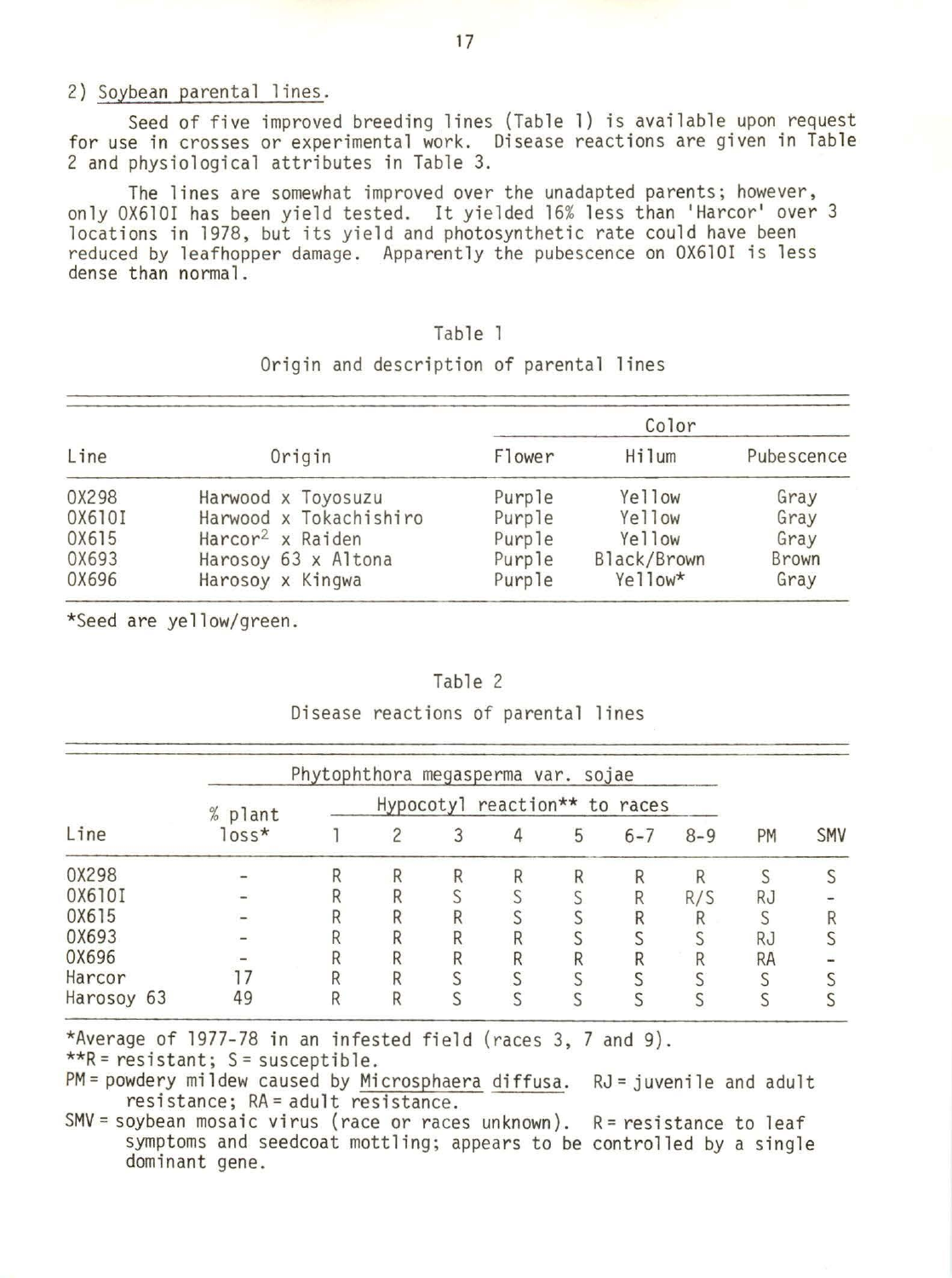2) Soybean parental lines.

Seed of five improved breeding lines (Table 1) is available upon request for use in crosses or experimental work. Disease reactions are given in Table 2 and physiological attributes in Table 3.

The lines are somewhat improved over the unadapted parents; however, only OX610I has been yield tested. It yielded 16% less than 'Harcor' over 3 locations in 1978, but its yield and photosynthetic rate could have been reduced by leafhopper damage. Apparently the pubescence on OX610I is less dense than normal.

Table 1

Origin and description of parental lines

| Line | Origin | Color | | |
|---|---|---|---|---|
| | | Flower | Hilum | Pubescence |
| OX298 | Harwood x Toyosuzu | Purple | Yellow | Gray |
| OX610I | Harwood x Tokachishiro | Purple | Yellow | Gray |
| OX615 | Harcor[2] x Raiden | Purple | Yellow | Gray |
| OX693 | Harosoy 63 x Altona | Purple | Black/Brown | Brown |
| OX696 | Harosoy x Kingwa | Purple | Yellow* | Gray |

*Seed are yellow/green.

Table 2

Disease reactions of parental lines

| Line | *Phytophthora megasperma* var. *sojae* | | | | | | | | PM | SMV |
|---|---|---|---|---|---|---|---|---|---|---|
| | % plant loss* | Hypocotyl reaction** to races | | | | | | | | |
| | | 1 | 2 | 3 | 4 | 5 | 6-7 | 8-9 | | |
| OX298 | - | R | R | R | R | R | R | R | S | S |
| OX610I | - | R | R | S | S | S | R | R/S | RJ | - |
| OX615 | - | R | R | R | S | S | R | R | S | R |
| OX693 | - | R | R | R | R | S | S | S | RJ | S |
| OX696 | - | R | R | R | R | R | R | R | RA | - |
| Harcor | 17 | R | R | S | S | S | S | S | S | S |
| Harosoy 63 | 49 | R | R | S | S | S | S | S | S | S |

*Average of 1977-78 in an infested field (races 3, 7 and 9).

**R = resistant; S = susceptible.

PM = powdery mildew caused by *Microsphaera diffusa*. RJ = juvenile and adult resistance; RA = adult resistance.

SMV = soybean mosaic virus (race or races unknown). R = resistance to leaf symptoms and seedcoat mottling; appears to be controlled by a single dominant gene.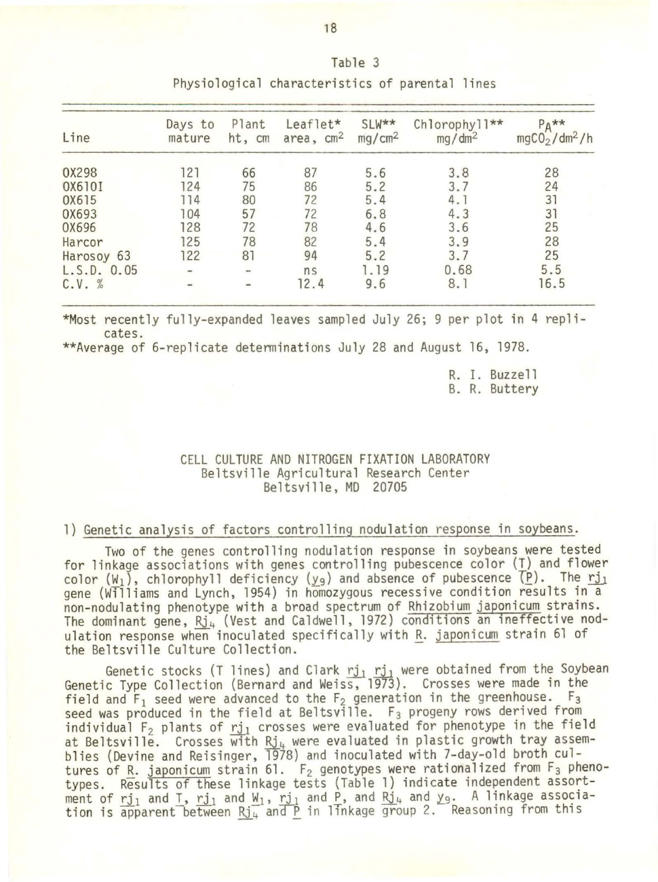Table 3

Physiological characteristics of parental lines

| Line | Days to mature | Plant ht, cm | Leaflet* area, $cm^2$ | SLW** $mg/cm^2$ | Chlorophyll** $mg/dm^2$ | $P_A$** $mgCO_2/dm^2/h$ |
|---|---|---|---|---|---|---|
| OX298 | 121 | 66 | 87 | 5.6 | 3.8 | 28 |
| OX610I | 124 | 75 | 86 | 5.2 | 3.7 | 24 |
| OX615 | 114 | 80 | 72 | 5.4 | 4.1 | 31 |
| OX693 | 104 | 57 | 72 | 6.8 | 4.3 | 31 |
| OX696 | 128 | 72 | 78 | 4.6 | 3.6 | 25 |
| Harcor | 125 | 78 | 82 | 5.4 | 3.9 | 28 |
| Harosoy 63 | 122 | 81 | 94 | 5.2 | 3.7 | 25 |
| L.S.D. 0.05 | - | - | ns | 1.19 | 0.68 | 5.5 |
| C.V. % | - | - | 12.4 | 9.6 | 8.1 | 16.5 |

*Most recently fully-expanded leaves sampled July 26; 9 per plot in 4 replicates.

**Average of 6-replicate determinations July 28 and August 16, 1978.

R. I. Buzzell
B. R. Buttery

CELL CULTURE AND NITROGEN FIXATION LABORATORY
Beltsville Agricultural Research Center
Beltsville, MD 20705

1) Genetic analysis of factors controlling nodulation response in soybeans.

Two of the genes controlling nodulation response in soybeans were tested for linkage associations with genes controlling pubescence color (T) and flower color ($W_1$), chlorophyll deficiency ($y_9$) and absence of pubescence (P). The $rj_1$ gene (Williams and Lynch, 1954) in homozygous recessive condition results in a non-nodulating phenotype with a broad spectrum of *Rhizobium japonicum* strains. The dominant gene, $Rj_4$ (Vest and Caldwell, 1972) conditions an ineffective nodulation response when inoculated specifically with *R. japonicum* strain 61 of the Beltsville Culture Collection.

Genetic stocks (T lines) and Clark $rj_1$ $rj_1$ were obtained from the Soybean Genetic Type Collection (Bernard and Weiss, 1973). Crosses were made in the field and $F_1$ seed were advanced to the $F_2$ generation in the greenhouse. $F_3$ seed was produced in the field at Beltsville. $F_3$ progeny rows derived from individual $F_2$ plants of $rj_1$ crosses were evaluated for phenotype in the field at Beltsville. Crosses with $Rj_4$ were evaluated in plastic growth tray assemblies (Devine and Reisinger, 1978) and inoculated with 7-day-old broth cultures of *R. japonicum* strain 61. $F_2$ genotypes were rationalized from $F_3$ phenotypes. Results of these linkage tests (Table 1) indicate independent assortment of $rj_1$ and T, $rj_1$ and $W_1$, $rj_1$ and P, and $Rj_4$ and $y_9$. A linkage association is apparent between $Rj_4$ and P in linkage group 2. Reasoning from this